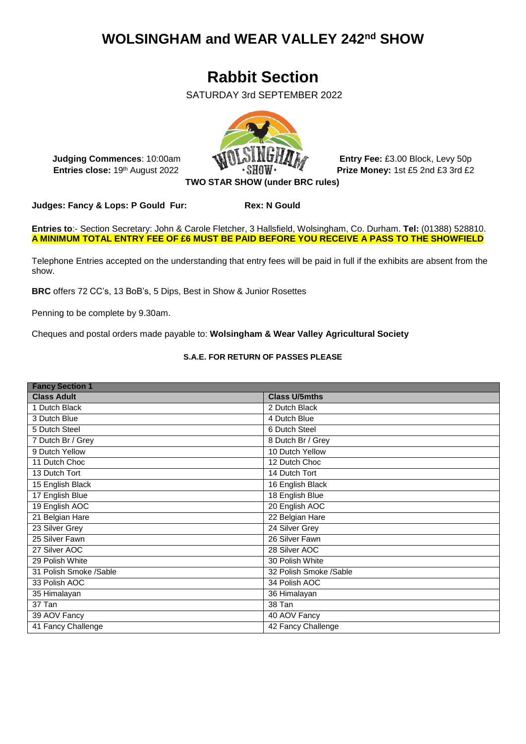# WOLSINGHAM and WEAR VALLEY 242nd SHOW

## Rabbit Section

SATURDAY 3rd SEPTEMBER 2022

**Judging Commences**: 10:00am
**Entries close:** 19th August 2022

**Entry Fee:** £3.00 Block, Levy 50p
**Prize Money:** 1st £5 2nd £3 3rd £2

**TWO STAR SHOW (under BRC rules)**

**Judges: Fancy & Lops: P Gould Fur: Rex: N Gould**

**Entries to**:- Section Secretary: John & Carole Fletcher, 3 Hallsfield, Wolsingham, Co. Durham. **Tel:** (01388) 528810.
**A MINIMUM TOTAL ENTRY FEE OF £6 MUST BE PAID BEFORE YOU RECEIVE A PASS TO THE SHOWFIELD**

Telephone Entries accepted on the understanding that entry fees will be paid in full if the exhibits are absent from the show.

**BRC** offers 72 CC's, 13 BoB's, 5 Dips, Best in Show & Junior Rosettes

Penning to be complete by 9.30am.

Cheques and postal orders made payable to: **Wolsingham & Wear Valley Agricultural Society**

**S.A.E. FOR RETURN OF PASSES PLEASE**

| **Fancy Section 1** | |
|---|---|
| **Class Adult** | **Class U/5mths** |
| 1 Dutch Black | 2 Dutch Black |
| 3 Dutch Blue | 4 Dutch Blue |
| 5 Dutch Steel | 6 Dutch Steel |
| 7 Dutch Br / Grey | 8 Dutch Br / Grey |
| 9 Dutch Yellow | 10 Dutch Yellow |
| 11 Dutch Choc | 12 Dutch Choc |
| 13 Dutch Tort | 14 Dutch Tort |
| 15 English Black | 16 English Black |
| 17 English Blue | 18 English Blue |
| 19 English AOC | 20 English AOC |
| 21 Belgian Hare | 22 Belgian Hare |
| 23 Silver Grey | 24 Silver Grey |
| 25 Silver Fawn | 26 Silver Fawn |
| 27 Silver AOC | 28 Silver AOC |
| 29 Polish White | 30 Polish White |
| 31 Polish Smoke /Sable | 32 Polish Smoke /Sable |
| 33 Polish AOC | 34 Polish AOC |
| 35 Himalayan | 36 Himalayan |
| 37 Tan | 38 Tan |
| 39 AOV Fancy | 40 AOV Fancy |
| 41 Fancy Challenge | 42 Fancy Challenge |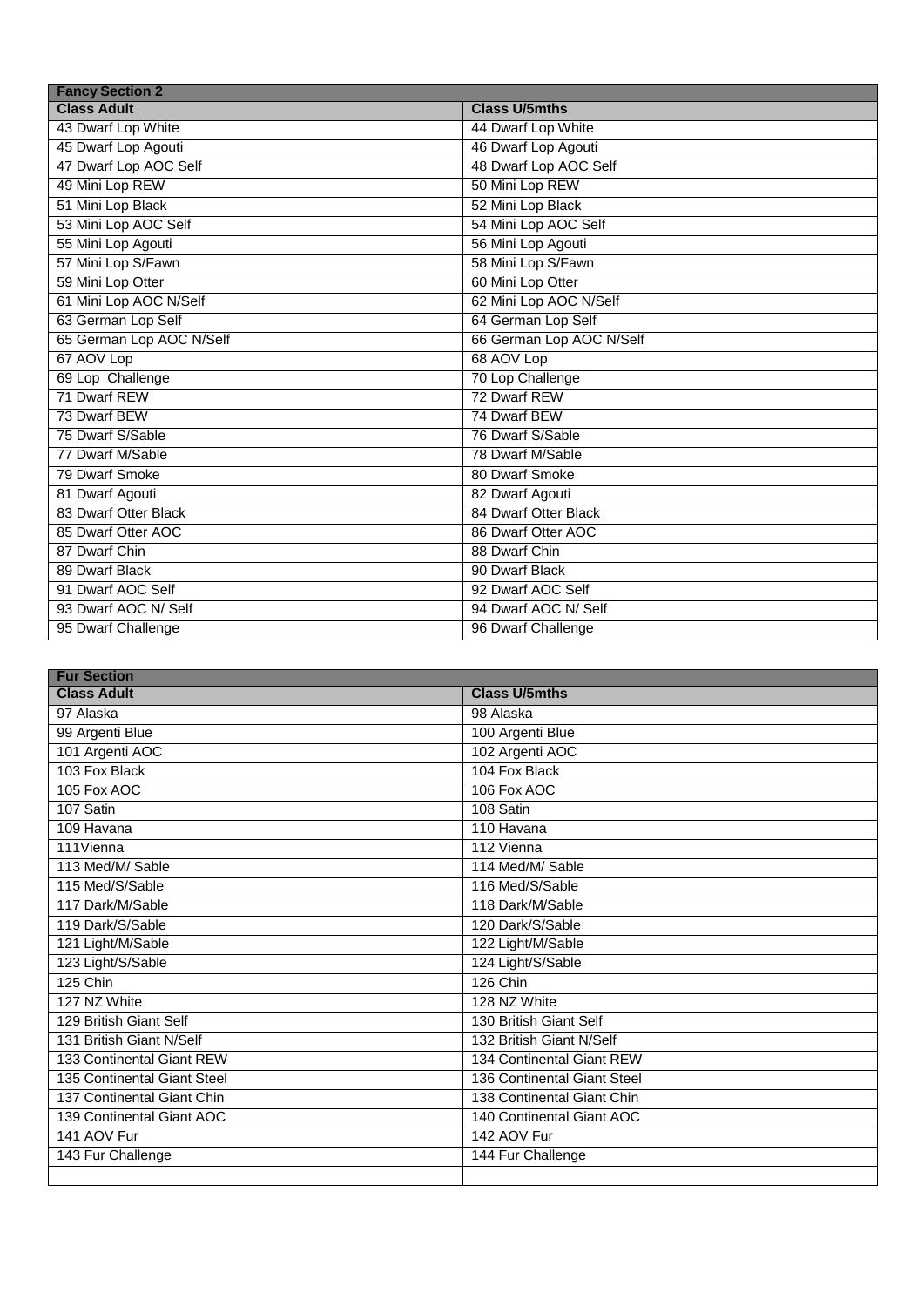| Fancy Section 2 | |
|---|---|
| **Class Adult** | **Class U/5mths** |
| 43 Dwarf Lop White | 44 Dwarf Lop White |
| 45 Dwarf Lop Agouti | 46 Dwarf Lop Agouti |
| 47 Dwarf Lop AOC Self | 48 Dwarf Lop AOC Self |
| 49 Mini Lop REW | 50 Mini Lop REW |
| 51 Mini Lop Black | 52 Mini Lop Black |
| 53 Mini Lop AOC Self | 54 Mini Lop AOC Self |
| 55 Mini Lop Agouti | 56 Mini Lop Agouti |
| 57 Mini Lop S/Fawn | 58 Mini Lop S/Fawn |
| 59 Mini Lop Otter | 60 Mini Lop Otter |
| 61 Mini Lop AOC N/Self | 62 Mini Lop AOC N/Self |
| 63 German Lop Self | 64 German Lop Self |
| 65 German Lop AOC N/Self | 66 German Lop AOC N/Self |
| 67 AOV Lop | 68 AOV Lop |
| 69 Lop Challenge | 70 Lop Challenge |
| 71 Dwarf REW | 72 Dwarf REW |
| 73 Dwarf BEW | 74 Dwarf BEW |
| 75 Dwarf S/Sable | 76 Dwarf S/Sable |
| 77 Dwarf M/Sable | 78 Dwarf M/Sable |
| 79 Dwarf Smoke | 80 Dwarf Smoke |
| 81 Dwarf Agouti | 82 Dwarf Agouti |
| 83 Dwarf Otter Black | 84 Dwarf Otter Black |
| 85 Dwarf Otter AOC | 86 Dwarf Otter AOC |
| 87 Dwarf Chin | 88 Dwarf Chin |
| 89 Dwarf Black | 90 Dwarf Black |
| 91 Dwarf AOC Self | 92 Dwarf AOC Self |
| 93 Dwarf AOC N/ Self | 94 Dwarf AOC N/ Self |
| 95 Dwarf Challenge | 96 Dwarf Challenge |

| Fur Section | |
|---|---|
| **Class Adult** | **Class U/5mths** |
| 97 Alaska | 98 Alaska |
| 99 Argenti Blue | 100 Argenti Blue |
| 101 Argenti AOC | 102 Argenti AOC |
| 103 Fox Black | 104 Fox Black |
| 105 Fox AOC | 106 Fox AOC |
| 107 Satin | 108 Satin |
| 109 Havana | 110 Havana |
| 111Vienna | 112 Vienna |
| 113 Med/M/ Sable | 114 Med/M/ Sable |
| 115 Med/S/Sable | 116 Med/S/Sable |
| 117 Dark/M/Sable | 118 Dark/M/Sable |
| 119 Dark/S/Sable | 120 Dark/S/Sable |
| 121 Light/M/Sable | 122 Light/M/Sable |
| 123 Light/S/Sable | 124 Light/S/Sable |
| 125 Chin | 126 Chin |
| 127 NZ White | 128 NZ White |
| 129 British Giant Self | 130 British Giant Self |
| 131 British Giant N/Self | 132 British Giant N/Self |
| 133 Continental Giant REW | 134 Continental Giant REW |
| 135 Continental Giant Steel | 136 Continental Giant Steel |
| 137 Continental Giant Chin | 138 Continental Giant Chin |
| 139 Continental Giant AOC | 140 Continental Giant AOC |
| 141 AOV Fur | 142 AOV Fur |
| 143 Fur Challenge | 144 Fur Challenge |
| | |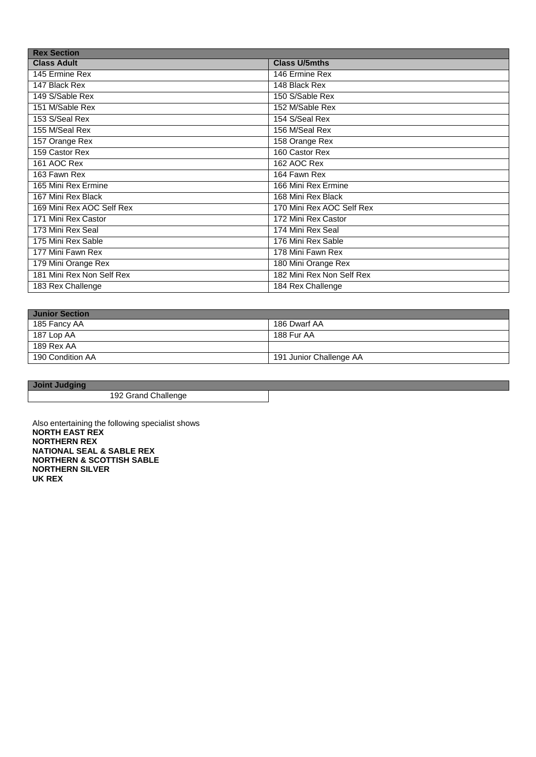| Rex Section | |
|---|---|
| **Class Adult** | **Class U/5mths** |
| 145 Ermine Rex | 146 Ermine Rex |
| 147 Black Rex | 148 Black Rex |
| 149 S/Sable Rex | 150 S/Sable Rex |
| 151 M/Sable Rex | 152 M/Sable Rex |
| 153 S/Seal Rex | 154 S/Seal Rex |
| 155 M/Seal Rex | 156 M/Seal Rex |
| 157 Orange Rex | 158 Orange Rex |
| 159 Castor Rex | 160 Castor Rex |
| 161 AOC Rex | 162 AOC Rex |
| 163 Fawn Rex | 164 Fawn Rex |
| 165 Mini Rex Ermine | 166 Mini Rex Ermine |
| 167 Mini Rex Black | 168 Mini Rex Black |
| 169 Mini Rex AOC Self Rex | 170 Mini Rex AOC Self Rex |
| 171 Mini Rex Castor | 172 Mini Rex Castor |
| 173 Mini Rex Seal | 174 Mini Rex Seal |
| 175 Mini Rex Sable | 176 Mini Rex Sable |
| 177 Mini Fawn Rex | 178 Mini Fawn Rex |
| 179 Mini Orange Rex | 180 Mini Orange Rex |
| 181 Mini Rex Non Self Rex | 182 Mini Rex Non Self Rex |
| 183 Rex Challenge | 184 Rex Challenge |

| Junior Section | |
|---|---|
| 185 Fancy AA | 186 Dwarf AA |
| 187 Lop AA | 188 Fur AA |
| 189 Rex AA | |
| 190 Condition AA | 191 Junior Challenge AA |

| Joint Judging | |
|---|---|
| 192 Grand Challenge | |

Also entertaining the following specialist shows

**NORTH EAST REX**
**NORTHERN REX**
**NATIONAL SEAL & SABLE REX**
**NORTHERN & SCOTTISH SABLE**
**NORTHERN SILVER**
**UK REX**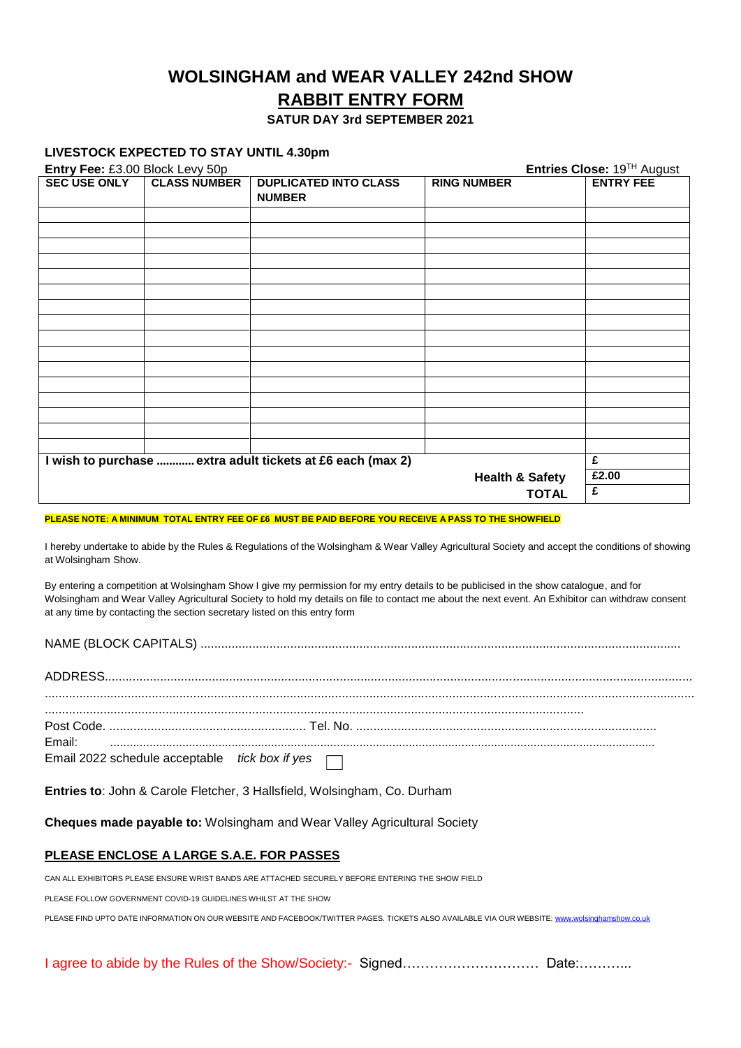# WOLSINGHAM and WEAR VALLEY 242nd SHOW

## RABBIT ENTRY FORM

**SATUR DAY 3rd SEPTEMBER 2021**

**LIVESTOCK EXPECTED TO STAY UNTIL 4.30pm**

**Entry Fee:** £3.00 Block Levy 50p **Entries Close:** 19[TH] August

| SEC USE ONLY | CLASS NUMBER | DUPLICATED INTO CLASS NUMBER | RING NUMBER | ENTRY FEE |
|---|---|---|---|---|
| | | | | |
| | | | | |
| | | | | |
| | | | | |
| | | | | |
| | | | | |
| | | | | |
| | | | | |
| | | | | |
| | | | | |
| | | | | |
| | | | | |
| | | | | |
| | | | | |
| | | | | |
| | | | | |
| **I wish to purchase ............ extra adult tickets at £6 each (max 2)** | | | | **£** |
| | | | **Health & Safety** | **£2.00** |
| | | | **TOTAL** | **£** |

**PLEASE NOTE: A MINIMUM TOTAL ENTRY FEE OF £6 MUST BE PAID BEFORE YOU RECEIVE A PASS TO THE SHOWFIELD**

I hereby undertake to abide by the Rules & Regulations of the Wolsingham & Wear Valley Agricultural Society and accept the conditions of showing at Wolsingham Show.

By entering a competition at Wolsingham Show I give my permission for my entry details to be publicised in the show catalogue, and for Wolsingham and Wear Valley Agricultural Society to hold my details on file to contact me about the next event. An Exhibitor can withdraw consent at any time by contacting the section secretary listed on this entry form

NAME (BLOCK CAPITALS) ........................................................................................................................................

ADDRESS.......................................................................................................................................................................
.......................................................................................................................................................................................
.........................................................................................................................................................

Post Code. ........................................................ Tel. No. .....................................................................................

Email: ..............................................................................................................................................................

Email 2022 schedule acceptable *tick box if yes* ☐

**Entries to**: John & Carole Fletcher, 3 Hallsfield, Wolsingham, Co. Durham

**Cheques made payable to:** Wolsingham and Wear Valley Agricultural Society

**PLEASE ENCLOSE A LARGE S.A.E. FOR PASSES**

CAN ALL EXHIBITORS PLEASE ENSURE WRIST BANDS ARE ATTACHED SECURELY BEFORE ENTERING THE SHOW FIELD

PLEASE FOLLOW GOVERNMENT COVID-19 GUIDELINES WHILST AT THE SHOW

PLEASE FIND UPTO DATE INFORMATION ON OUR WEBSITE AND FACEBOOK/TWITTER PAGES. TICKETS ALSO AVAILABLE VIA OUR WEBSITE: www.wolsinghamshow.co.uk

I agree to abide by the Rules of the Show/Society:- Signed………………………… Date:………..